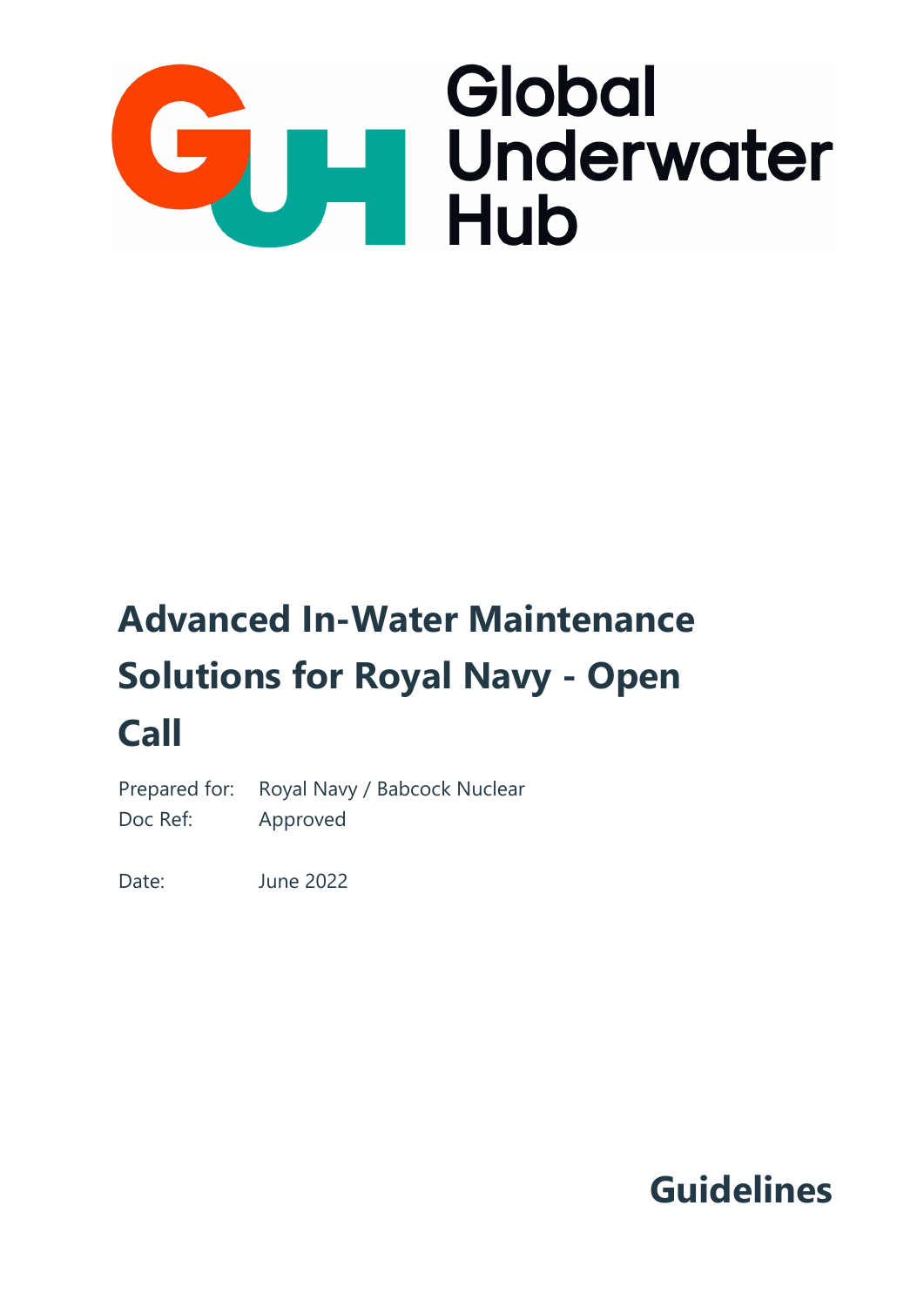Global Underwater Hub

# Advanced In-Water Maintenance Solutions for Royal Navy - Open Call

Prepared for: Royal Navy / Babcock Nuclear
Doc Ref: Approved

Date: June 2022

## Guidelines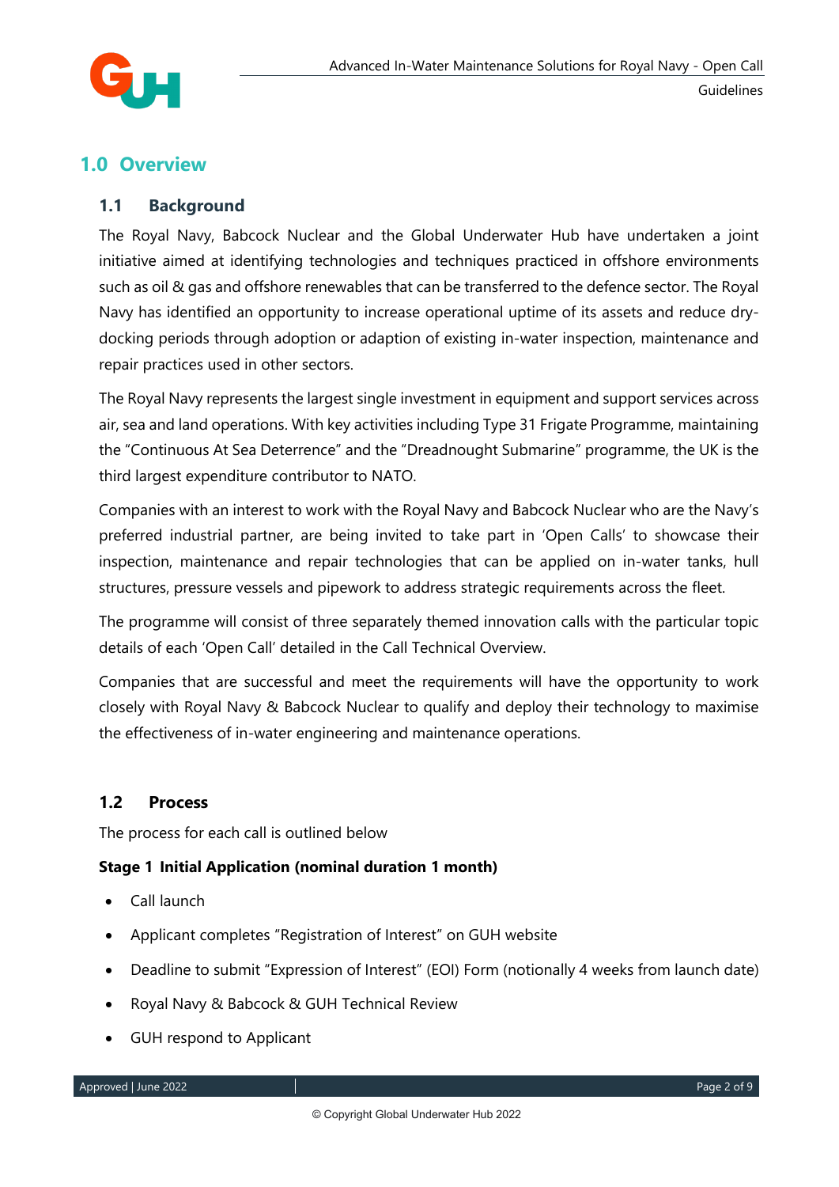## 1.0 Overview

### 1.1 Background

The Royal Navy, Babcock Nuclear and the Global Underwater Hub have undertaken a joint initiative aimed at identifying technologies and techniques practiced in offshore environments such as oil & gas and offshore renewables that can be transferred to the defence sector. The Royal Navy has identified an opportunity to increase operational uptime of its assets and reduce dry-docking periods through adoption or adaption of existing in-water inspection, maintenance and repair practices used in other sectors.

The Royal Navy represents the largest single investment in equipment and support services across air, sea and land operations. With key activities including Type 31 Frigate Programme, maintaining the "Continuous At Sea Deterrence" and the "Dreadnought Submarine" programme, the UK is the third largest expenditure contributor to NATO.

Companies with an interest to work with the Royal Navy and Babcock Nuclear who are the Navy's preferred industrial partner, are being invited to take part in 'Open Calls' to showcase their inspection, maintenance and repair technologies that can be applied on in-water tanks, hull structures, pressure vessels and pipework to address strategic requirements across the fleet.

The programme will consist of three separately themed innovation calls with the particular topic details of each 'Open Call' detailed in the Call Technical Overview.

Companies that are successful and meet the requirements will have the opportunity to work closely with Royal Navy & Babcock Nuclear to qualify and deploy their technology to maximise the effectiveness of in-water engineering and maintenance operations.

### 1.2 Process

The process for each call is outlined below

**Stage 1 Initial Application (nominal duration 1 month)**

- Call launch
- Applicant completes "Registration of Interest" on GUH website
- Deadline to submit "Expression of Interest" (EOI) Form (notionally 4 weeks from launch date)
- Royal Navy & Babcock & GUH Technical Review
- GUH respond to Applicant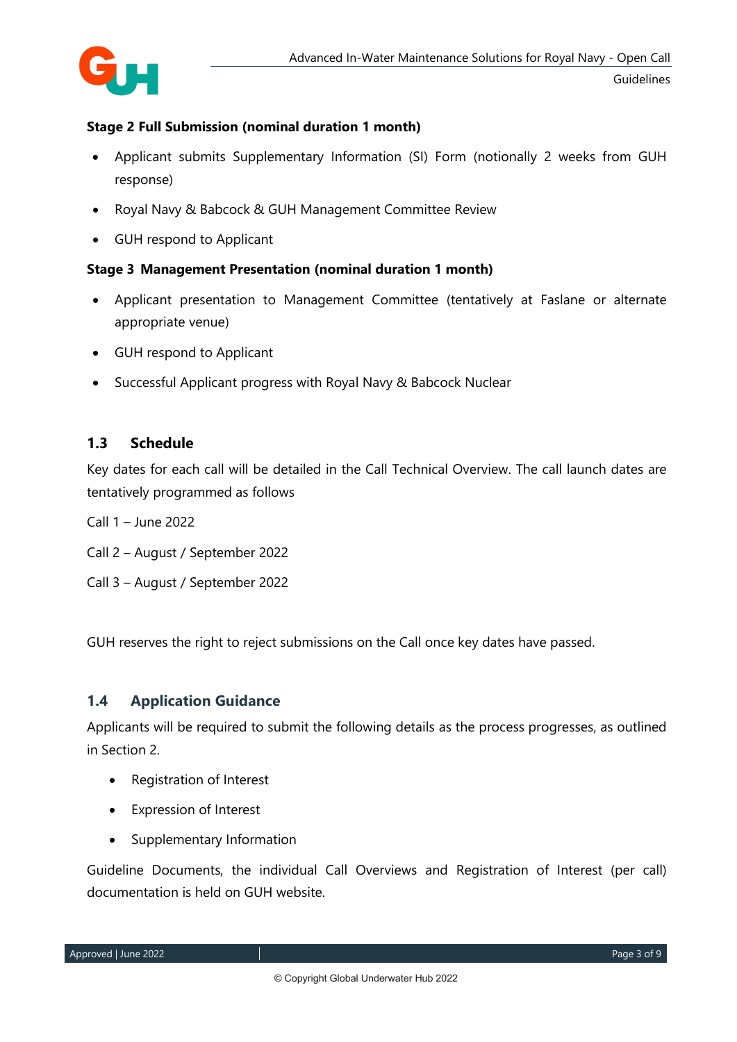**Stage 2 Full Submission (nominal duration 1 month)**

- Applicant submits Supplementary Information (SI) Form (notionally 2 weeks from GUH response)
- Royal Navy & Babcock & GUH Management Committee Review
- GUH respond to Applicant

**Stage 3 Management Presentation (nominal duration 1 month)**

- Applicant presentation to Management Committee (tentatively at Faslane or alternate appropriate venue)
- GUH respond to Applicant
- Successful Applicant progress with Royal Navy & Babcock Nuclear

## 1.3 Schedule

Key dates for each call will be detailed in the Call Technical Overview. The call launch dates are tentatively programmed as follows

Call 1 – June 2022

Call 2 – August / September 2022

Call 3 – August / September 2022

GUH reserves the right to reject submissions on the Call once key dates have passed.

## 1.4 Application Guidance

Applicants will be required to submit the following details as the process progresses, as outlined in Section 2.

- Registration of Interest
- Expression of Interest
- Supplementary Information

Guideline Documents, the individual Call Overviews and Registration of Interest (per call) documentation is held on GUH website.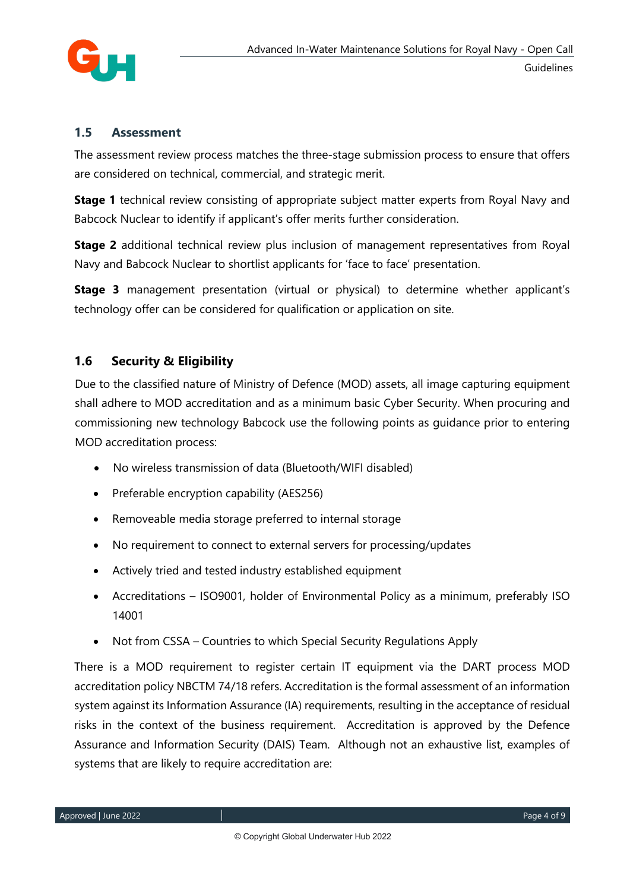## 1.5 Assessment

The assessment review process matches the three-stage submission process to ensure that offers are considered on technical, commercial, and strategic merit.

**Stage 1** technical review consisting of appropriate subject matter experts from Royal Navy and Babcock Nuclear to identify if applicant's offer merits further consideration.

**Stage 2** additional technical review plus inclusion of management representatives from Royal Navy and Babcock Nuclear to shortlist applicants for 'face to face' presentation.

**Stage 3** management presentation (virtual or physical) to determine whether applicant's technology offer can be considered for qualification or application on site.

## 1.6 Security & Eligibility

Due to the classified nature of Ministry of Defence (MOD) assets, all image capturing equipment shall adhere to MOD accreditation and as a minimum basic Cyber Security. When procuring and commissioning new technology Babcock use the following points as guidance prior to entering MOD accreditation process:

- No wireless transmission of data (Bluetooth/WIFI disabled)
- Preferable encryption capability (AES256)
- Removeable media storage preferred to internal storage
- No requirement to connect to external servers for processing/updates
- Actively tried and tested industry established equipment
- Accreditations – ISO9001, holder of Environmental Policy as a minimum, preferably ISO 14001
- Not from CSSA – Countries to which Special Security Regulations Apply

There is a MOD requirement to register certain IT equipment via the DART process MOD accreditation policy NBCTM 74/18 refers. Accreditation is the formal assessment of an information system against its Information Assurance (IA) requirements, resulting in the acceptance of residual risks in the context of the business requirement. Accreditation is approved by the Defence Assurance and Information Security (DAIS) Team. Although not an exhaustive list, examples of systems that are likely to require accreditation are: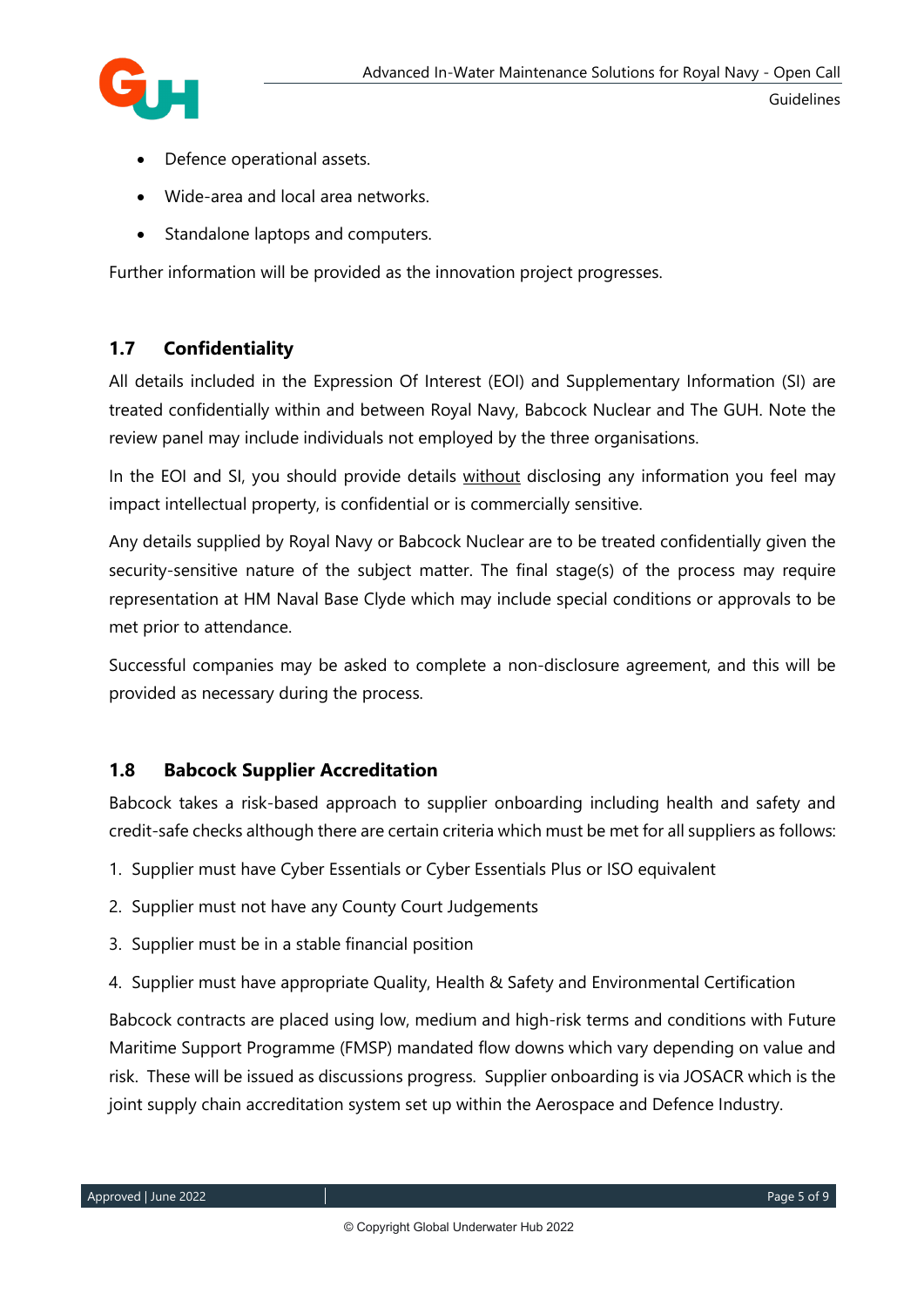- Defence operational assets.
- Wide-area and local area networks.
- Standalone laptops and computers.

Further information will be provided as the innovation project progresses.

## 1.7 Confidentiality

All details included in the Expression Of Interest (EOI) and Supplementary Information (SI) are treated confidentially within and between Royal Navy, Babcock Nuclear and The GUH. Note the review panel may include individuals not employed by the three organisations.

In the EOI and SI, you should provide details <u>without</u> disclosing any information you feel may impact intellectual property, is confidential or is commercially sensitive.

Any details supplied by Royal Navy or Babcock Nuclear are to be treated confidentially given the security-sensitive nature of the subject matter. The final stage(s) of the process may require representation at HM Naval Base Clyde which may include special conditions or approvals to be met prior to attendance.

Successful companies may be asked to complete a non-disclosure agreement, and this will be provided as necessary during the process.

## 1.8 Babcock Supplier Accreditation

Babcock takes a risk-based approach to supplier onboarding including health and safety and credit-safe checks although there are certain criteria which must be met for all suppliers as follows:

1. Supplier must have Cyber Essentials or Cyber Essentials Plus or ISO equivalent
2. Supplier must not have any County Court Judgements
3. Supplier must be in a stable financial position
4. Supplier must have appropriate Quality, Health & Safety and Environmental Certification

Babcock contracts are placed using low, medium and high-risk terms and conditions with Future Maritime Support Programme (FMSP) mandated flow downs which vary depending on value and risk. These will be issued as discussions progress. Supplier onboarding is via JOSACR which is the joint supply chain accreditation system set up within the Aerospace and Defence Industry.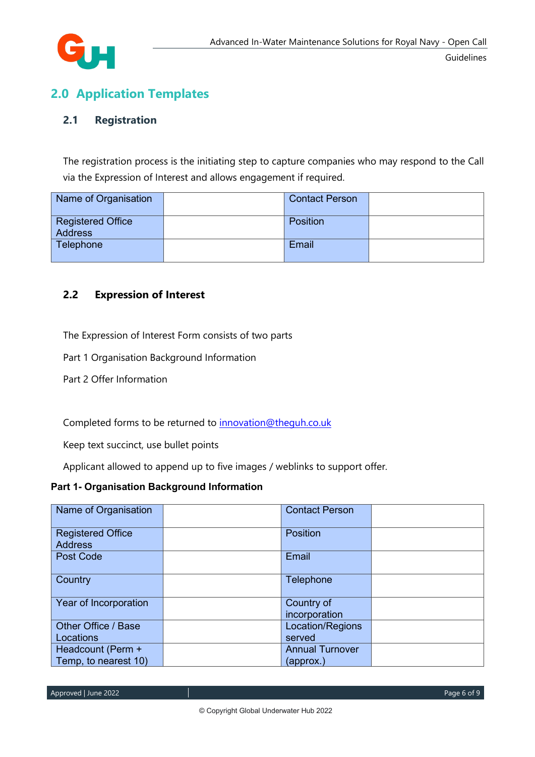## 2.0 Application Templates

### 2.1 Registration

The registration process is the initiating step to capture companies who may respond to the Call via the Expression of Interest and allows engagement if required.

| Name of Organisation | | Contact Person | |
|---|---|---|---|
| Registered Office Address | | Position | |
| Telephone | | Email | |

### 2.2 Expression of Interest

The Expression of Interest Form consists of two parts

Part 1 Organisation Background Information

Part 2 Offer Information

Completed forms to be returned to innovation@theguh.co.uk

Keep text succinct, use bullet points

Applicant allowed to append up to five images / weblinks to support offer.

**Part 1- Organisation Background Information**

| Name of Organisation | | Contact Person | |
|---|---|---|---|
| Registered Office Address | | Position | |
| Post Code | | Email | |
| Country | | Telephone | |
| Year of Incorporation | | Country of incorporation | |
| Other Office / Base Locations | | Location/Regions served | |
| Headcount (Perm + Temp, to nearest 10) | | Annual Turnover (approx.) | |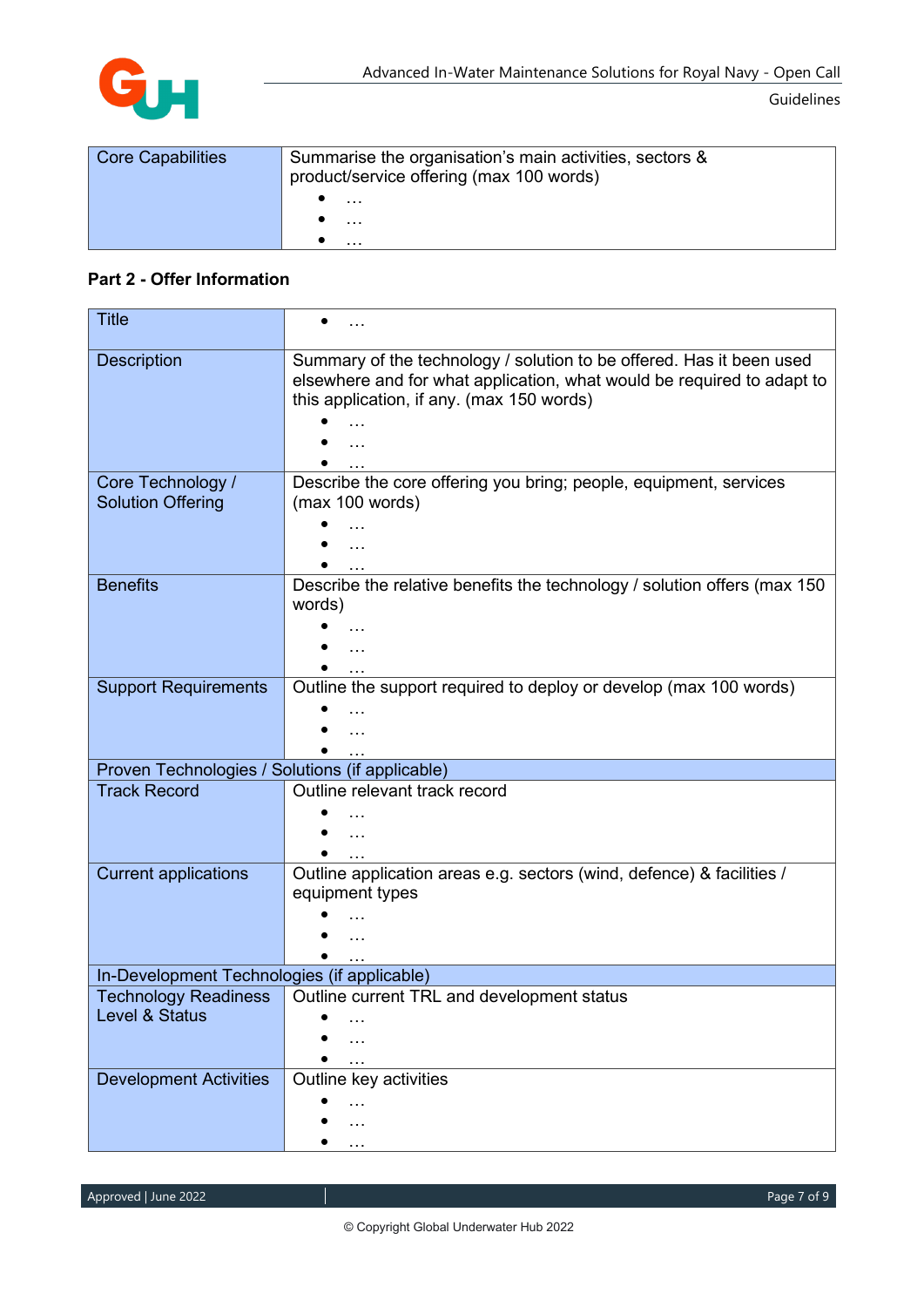| Core Capabilities | Summarise the organisation's main activities, sectors & product/service offering (max 100 words)<br>• …<br>• …<br>• … |
|---|---|

**Part 2 - Offer Information**

| Title | • … |
|---|---|
| Description | Summary of the technology / solution to be offered. Has it been used elsewhere and for what application, what would be required to adapt to this application, if any. (max 150 words)<br>• …<br>• …<br>• … |
| Core Technology / Solution Offering | Describe the core offering you bring; people, equipment, services (max 100 words)<br>• …<br>• …<br>• … |
| Benefits | Describe the relative benefits the technology / solution offers (max 150 words)<br>• …<br>• …<br>• … |
| Support Requirements | Outline the support required to deploy or develop (max 100 words)<br>• …<br>• …<br>• … |
| Proven Technologies / Solutions (if applicable) | |
| Track Record | Outline relevant track record<br>• …<br>• …<br>• … |
| Current applications | Outline application areas e.g. sectors (wind, defence) & facilities / equipment types<br>• …<br>• …<br>• … |
| In-Development Technologies (if applicable) | |
| Technology Readiness Level & Status | Outline current TRL and development status<br>• …<br>• …<br>• … |
| Development Activities | Outline key activities<br>• …<br>• …<br>• … |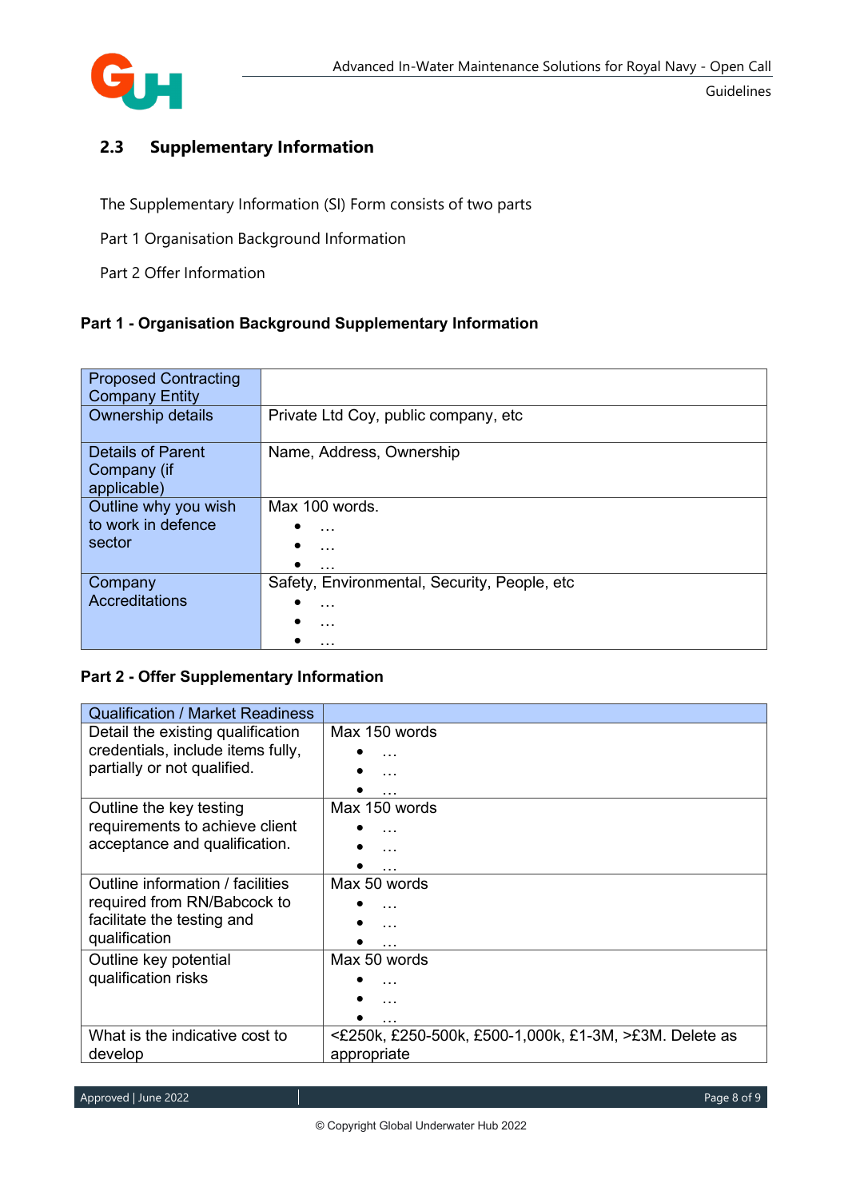## 2.3 Supplementary Information

The Supplementary Information (SI) Form consists of two parts

Part 1 Organisation Background Information

Part 2 Offer Information

**Part 1 - Organisation Background Supplementary Information**

| Proposed Contracting Company Entity | |
|---|---|
| Ownership details | Private Ltd Coy, public company, etc |
| Details of Parent Company (if applicable) | Name, Address, Ownership |
| Outline why you wish to work in defence sector | Max 100 words.<br>• …<br>• …<br>• … |
| Company Accreditations | Safety, Environmental, Security, People, etc<br>• …<br>• …<br>• … |

**Part 2 - Offer Supplementary Information**

| Qualification / Market Readiness | |
|---|---|
| Detail the existing qualification credentials, include items fully, partially or not qualified. | Max 150 words<br>• …<br>• …<br>• … |
| Outline the key testing requirements to achieve client acceptance and qualification. | Max 150 words<br>• …<br>• …<br>• … |
| Outline information / facilities required from RN/Babcock to facilitate the testing and qualification | Max 50 words<br>• …<br>• …<br>• … |
| Outline key potential qualification risks | Max 50 words<br>• …<br>• …<br>• … |
| What is the indicative cost to develop | <£250k, £250-500k, £500-1,000k, £1-3M, >£3M. Delete as appropriate |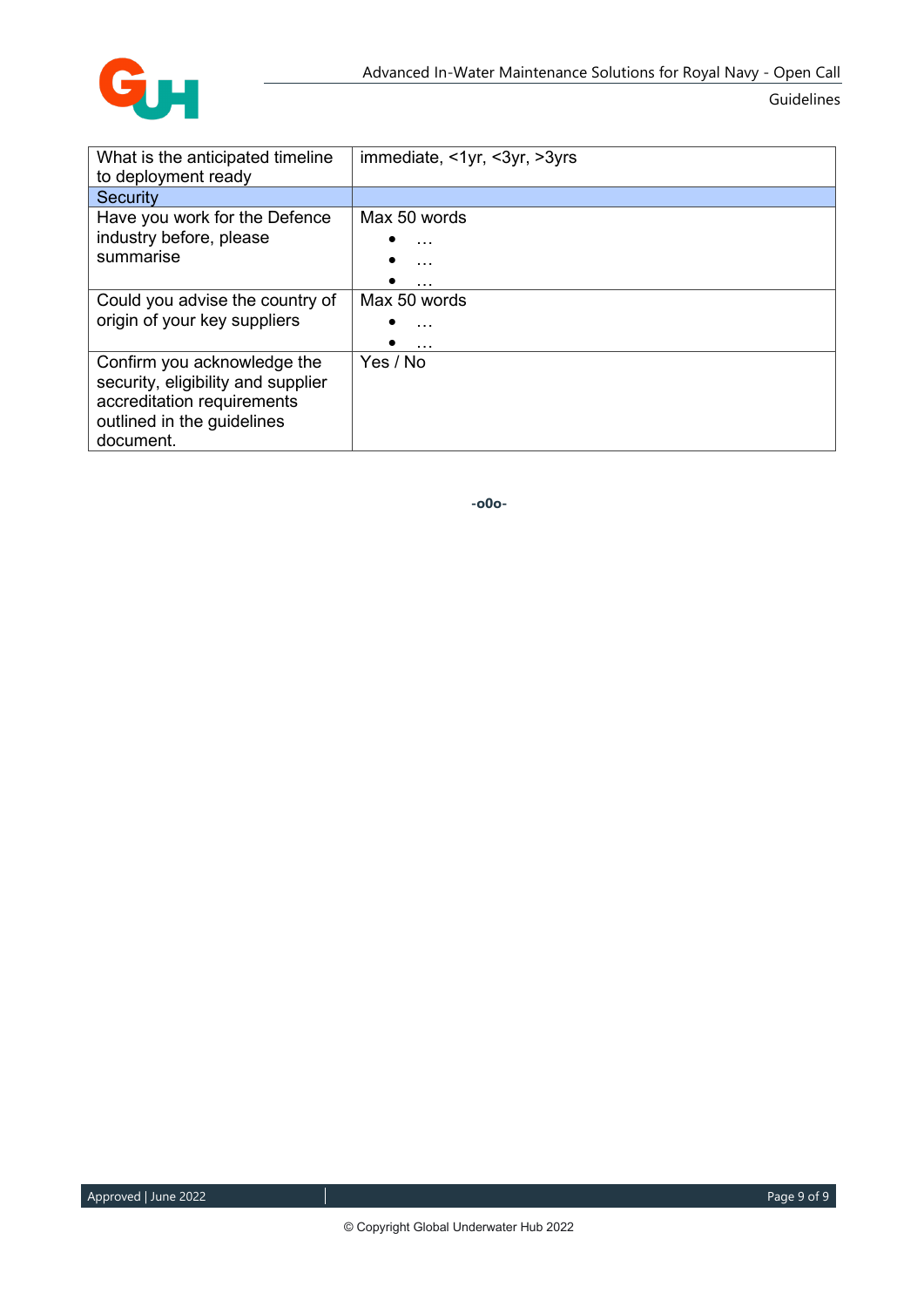| | |
|---|---|
| What is the anticipated timeline to deployment ready | immediate, <1yr, <3yr, >3yrs |
| Security | |
| Have you work for the Defence industry before, please summarise | Max 50 words<br>• …<br>• …<br>• … |
| Could you advise the country of origin of your key suppliers | Max 50 words<br>• …<br>• … |
| Confirm you acknowledge the security, eligibility and supplier accreditation requirements outlined in the guidelines document. | Yes / No |

-o0o-